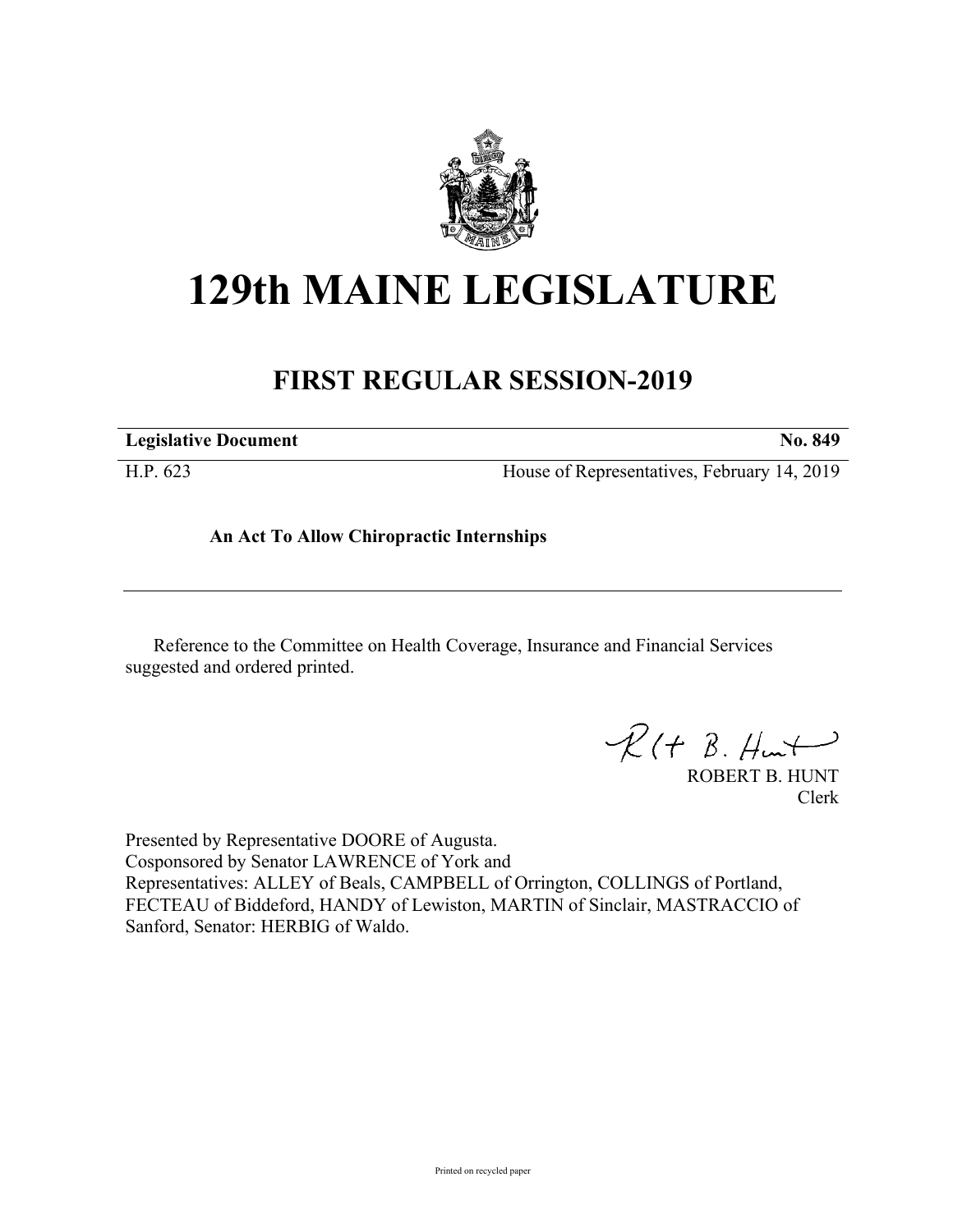# 129th MAINE LEGISLATURE

## FIRST REGULAR SESSION-2019

**Legislative Document** **No. 849**

H.P. 623 House of Representatives, February 14, 2019

**An Act To Allow Chiropractic Internships**

Reference to the Committee on Health Coverage, Insurance and Financial Services suggested and ordered printed.

ROBERT B. HUNT
Clerk

Presented by Representative DOORE of Augusta.
Cosponsored by Senator LAWRENCE of York and
Representatives: ALLEY of Beals, CAMPBELL of Orrington, COLLINGS of Portland, FECTEAU of Biddeford, HANDY of Lewiston, MARTIN of Sinclair, MASTRACCIO of Sanford, Senator: HERBIG of Waldo.

Printed on recycled paper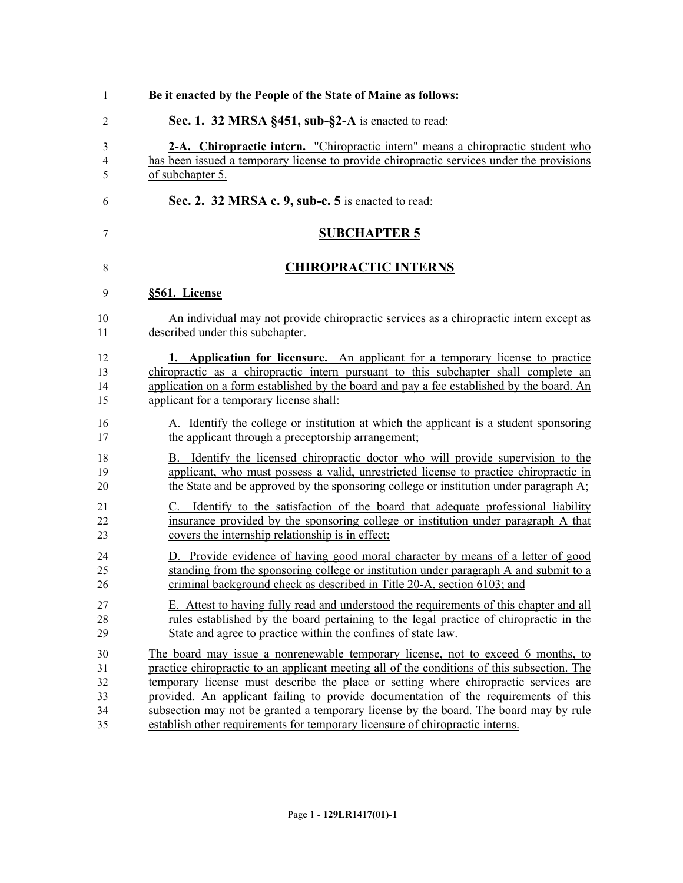**Be it enacted by the People of the State of Maine as follows:**

**Sec. 1. 32 MRSA §451, sub-§2-A** is enacted to read:

**2-A. Chiropractic intern.** "Chiropractic intern" means a chiropractic student who has been issued a temporary license to provide chiropractic services under the provisions of subchapter 5.

**Sec. 2. 32 MRSA c. 9, sub-c. 5** is enacted to read:

## SUBCHAPTER 5

## CHIROPRACTIC INTERNS

**§561. License**

An individual may not provide chiropractic services as a chiropractic intern except as described under this subchapter.

**1. Application for licensure.** An applicant for a temporary license to practice chiropractic as a chiropractic intern pursuant to this subchapter shall complete an application on a form established by the board and pay a fee established by the board. An applicant for a temporary license shall:

A. Identify the college or institution at which the applicant is a student sponsoring the applicant through a preceptorship arrangement;

B. Identify the licensed chiropractic doctor who will provide supervision to the applicant, who must possess a valid, unrestricted license to practice chiropractic in the State and be approved by the sponsoring college or institution under paragraph A;

C. Identify to the satisfaction of the board that adequate professional liability insurance provided by the sponsoring college or institution under paragraph A that covers the internship relationship is in effect;

D. Provide evidence of having good moral character by means of a letter of good standing from the sponsoring college or institution under paragraph A and submit to a criminal background check as described in Title 20-A, section 6103; and

E. Attest to having fully read and understood the requirements of this chapter and all rules established by the board pertaining to the legal practice of chiropractic in the State and agree to practice within the confines of state law.

The board may issue a nonrenewable temporary license, not to exceed 6 months, to practice chiropractic to an applicant meeting all of the conditions of this subsection. The temporary license must describe the place or setting where chiropractic services are provided. An applicant failing to provide documentation of the requirements of this subsection may not be granted a temporary license by the board. The board may by rule establish other requirements for temporary licensure of chiropractic interns.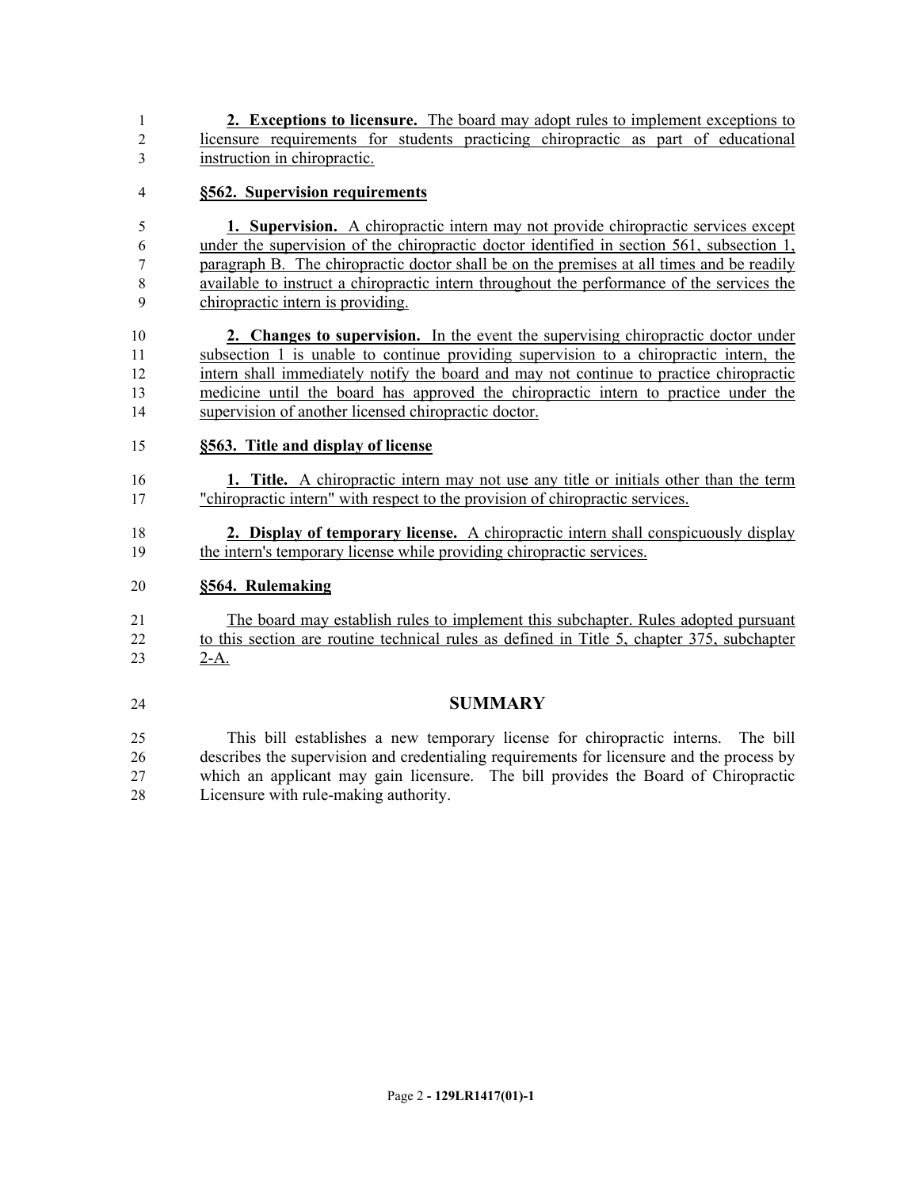**2. Exceptions to licensure.** The board may adopt rules to implement exceptions to licensure requirements for students practicing chiropractic as part of educational instruction in chiropractic.

**§562. Supervision requirements**

**1. Supervision.** A chiropractic intern may not provide chiropractic services except under the supervision of the chiropractic doctor identified in section 561, subsection 1, paragraph B. The chiropractic doctor shall be on the premises at all times and be readily available to instruct a chiropractic intern throughout the performance of the services the chiropractic intern is providing.

**2. Changes to supervision.** In the event the supervising chiropractic doctor under subsection 1 is unable to continue providing supervision to a chiropractic intern, the intern shall immediately notify the board and may not continue to practice chiropractic medicine until the board has approved the chiropractic intern to practice under the supervision of another licensed chiropractic doctor.

**§563. Title and display of license**

**1. Title.** A chiropractic intern may not use any title or initials other than the term "chiropractic intern" with respect to the provision of chiropractic services.

**2. Display of temporary license.** A chiropractic intern shall conspicuously display the intern's temporary license while providing chiropractic services.

**§564. Rulemaking**

The board may establish rules to implement this subchapter. Rules adopted pursuant to this section are routine technical rules as defined in Title 5, chapter 375, subchapter 2-A.

## SUMMARY

This bill establishes a new temporary license for chiropractic interns. The bill describes the supervision and credentialing requirements for licensure and the process by which an applicant may gain licensure. The bill provides the Board of Chiropractic Licensure with rule-making authority.